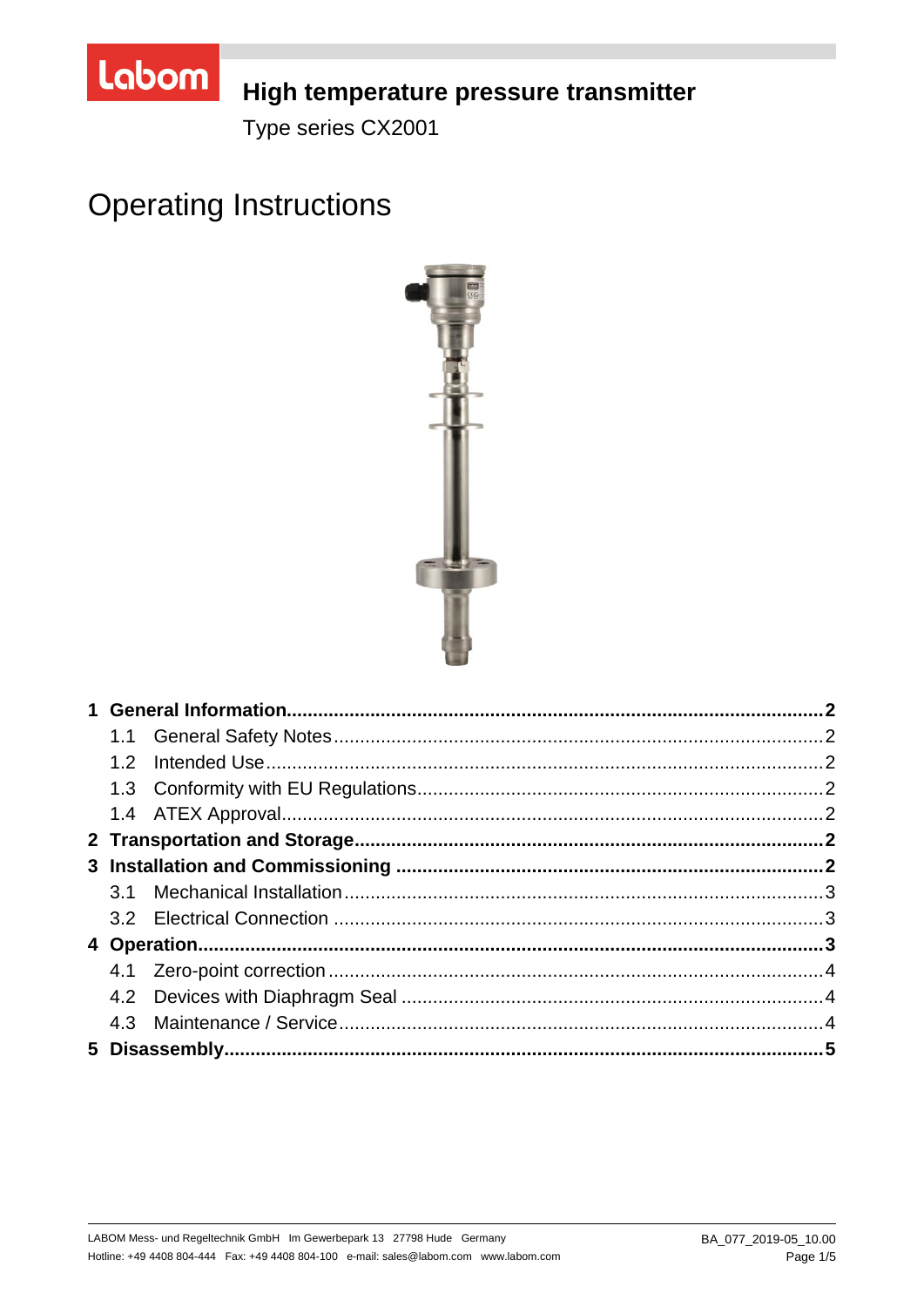Labom

# High temperature pressure transmitter

Type series CX2001

# Operating Instructions

| | | |
|---|---|---|
| **1** | **General Information** | **2** |
| 1.1 | General Safety Notes | 2 |
| 1.2 | Intended Use | 2 |
| 1.3 | Conformity with EU Regulations | 2 |
| 1.4 | ATEX Approval | 2 |
| **2** | **Transportation and Storage** | **2** |
| **3** | **Installation and Commissioning** | **2** |
| 3.1 | Mechanical Installation | 3 |
| 3.2 | Electrical Connection | 3 |
| **4** | **Operation** | **3** |
| 4.1 | Zero-point correction | 4 |
| 4.2 | Devices with Diaphragm Seal | 4 |
| 4.3 | Maintenance / Service | 4 |
| **5** | **Disassembly** | **5** |

LABOM Mess- und Regeltechnik GmbH Im Gewerbepark 13 27798 Hude Germany
Hotline: +49 4408 804-444 Fax: +49 4408 804-100 e-mail: sales@labom.com www.labom.com

BA_077_2019-05_10.00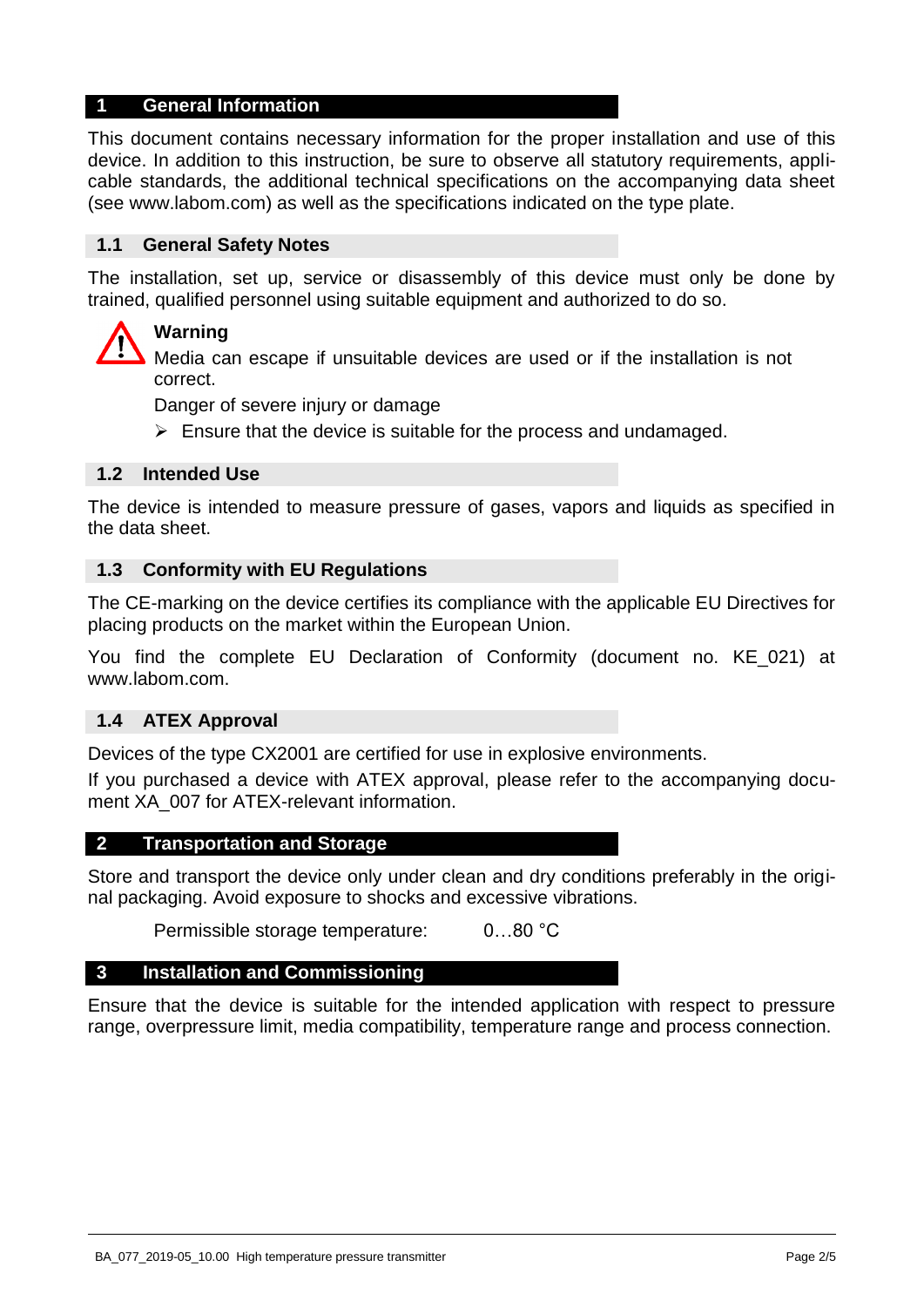# 1 General Information

This document contains necessary information for the proper installation and use of this device. In addition to this instruction, be sure to observe all statutory requirements, applicable standards, the additional technical specifications on the accompanying data sheet (see www.labom.com) as well as the specifications indicated on the type plate.

## 1.1 General Safety Notes

The installation, set up, service or disassembly of this device must only be done by trained, qualified personnel using suitable equipment and authorized to do so.

**Warning**

Media can escape if unsuitable devices are used or if the installation is not correct.

Danger of severe injury or damage

- Ensure that the device is suitable for the process and undamaged.

## 1.2 Intended Use

The device is intended to measure pressure of gases, vapors and liquids as specified in the data sheet.

## 1.3 Conformity with EU Regulations

The CE-marking on the device certifies its compliance with the applicable EU Directives for placing products on the market within the European Union.

You find the complete EU Declaration of Conformity (document no. KE_021) at www.labom.com.

## 1.4 ATEX Approval

Devices of the type CX2001 are certified for use in explosive environments.

If you purchased a device with ATEX approval, please refer to the accompanying document XA_007 for ATEX-relevant information.

# 2 Transportation and Storage

Store and transport the device only under clean and dry conditions preferably in the original packaging. Avoid exposure to shocks and excessive vibrations.

Permissible storage temperature: 0…80 °C

# 3 Installation and Commissioning

Ensure that the device is suitable for the intended application with respect to pressure range, overpressure limit, media compatibility, temperature range and process connection.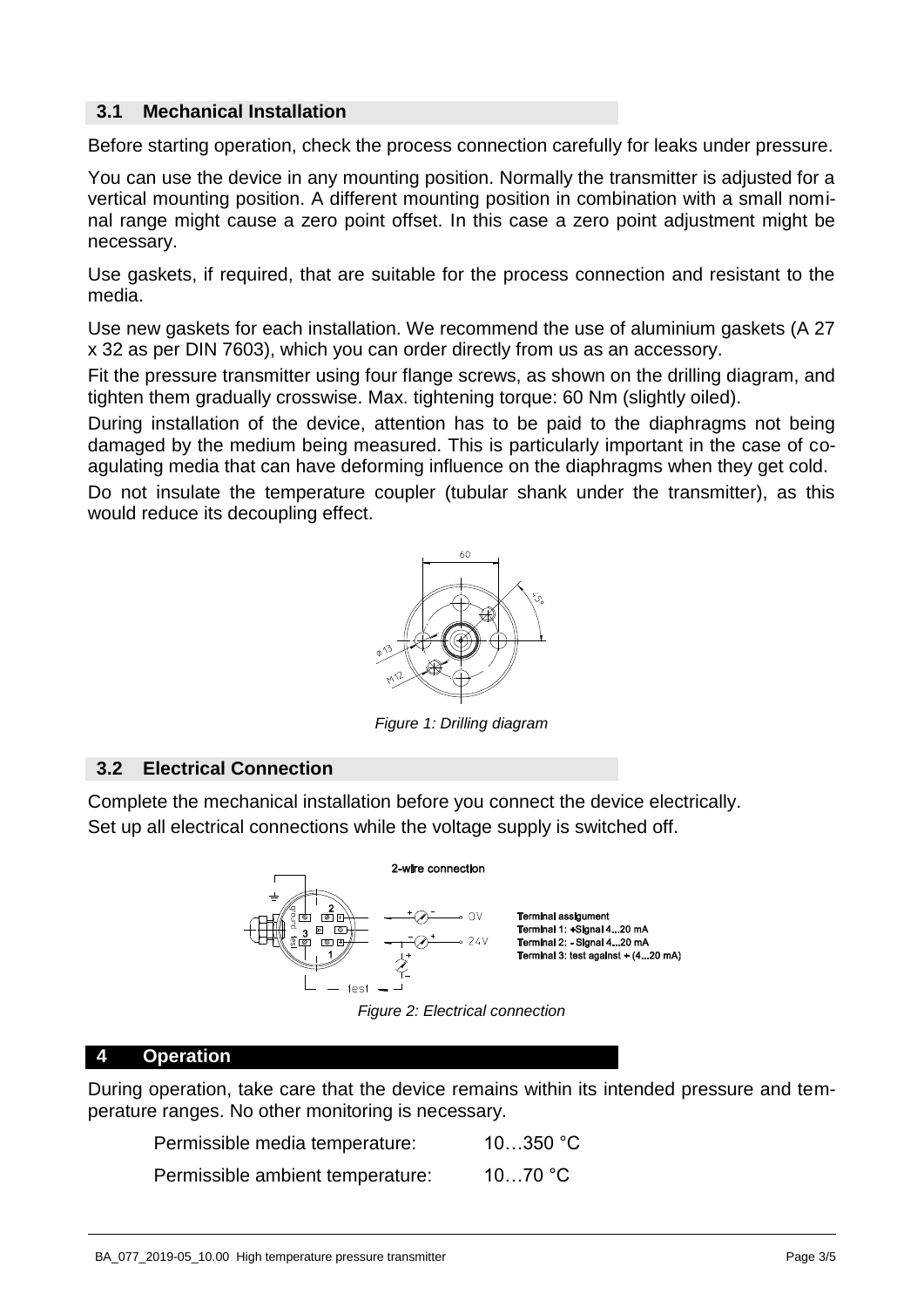### 3.1 Mechanical Installation

Before starting operation, check the process connection carefully for leaks under pressure.

You can use the device in any mounting position. Normally the transmitter is adjusted for a vertical mounting position. A different mounting position in combination with a small nominal range might cause a zero point offset. In this case a zero point adjustment might be necessary.

Use gaskets, if required, that are suitable for the process connection and resistant to the media.

Use new gaskets for each installation. We recommend the use of aluminium gaskets (A 27 x 32 as per DIN 7603), which you can order directly from us as an accessory.

Fit the pressure transmitter using four flange screws, as shown on the drilling diagram, and tighten them gradually crosswise. Max. tightening torque: 60 Nm (slightly oiled).

During installation of the device, attention has to be paid to the diaphragms not being damaged by the medium being measured. This is particularly important in the case of coagulating media that can have deforming influence on the diaphragms when they get cold.

Do not insulate the temperature coupler (tubular shank under the transmitter), as this would reduce its decoupling effect.

*Figure 1: Drilling diagram*

### 3.2 Electrical Connection

Complete the mechanical installation before you connect the device electrically.

Set up all electrical connections while the voltage supply is switched off.

2-wire connection

Terminal assignment
Terminal 1: +Signal 4...20 mA
Terminal 2: - Signal 4...20 mA
Terminal 3: test against + (4...20 mA)

*Figure 2: Electrical connection*

## 4 Operation

During operation, take care that the device remains within its intended pressure and temperature ranges. No other monitoring is necessary.

| | |
|---|---|
| Permissible media temperature: | 10…350 °C |
| Permissible ambient temperature: | 10…70 °C |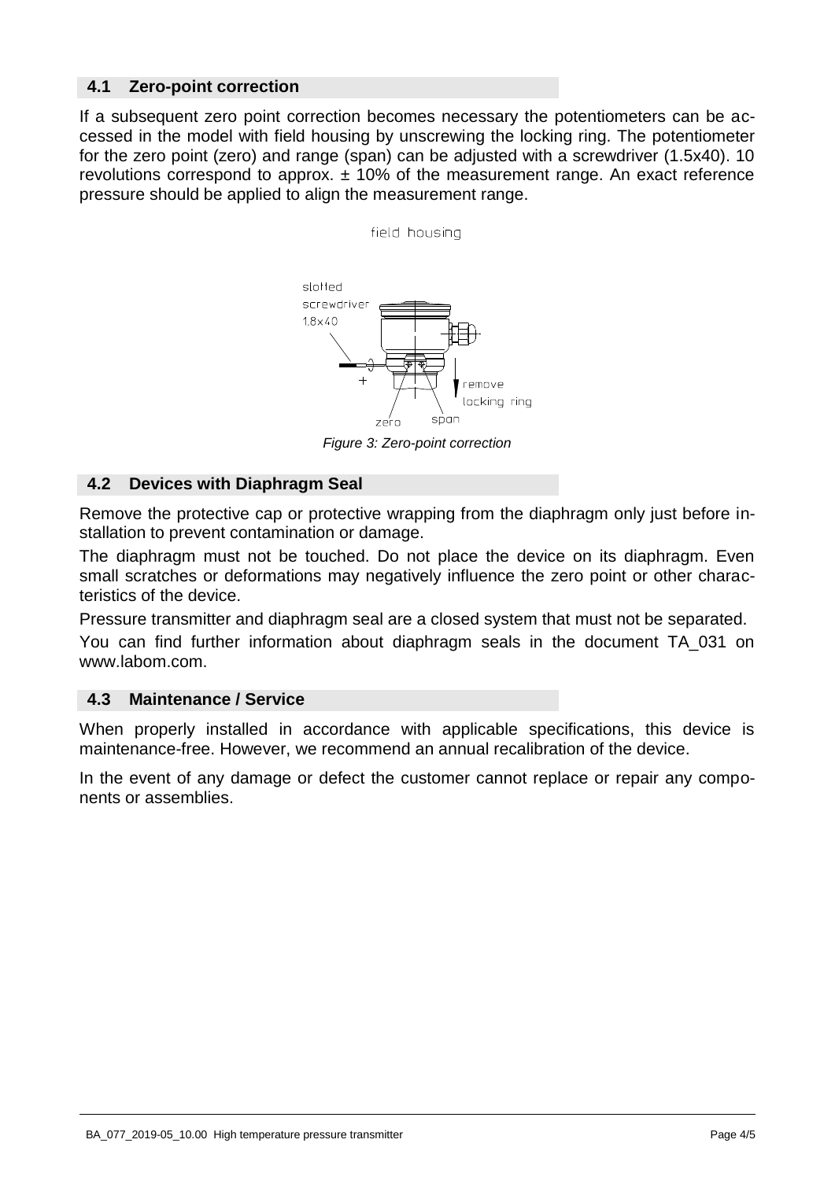## 4.1 Zero-point correction

If a subsequent zero point correction becomes necessary the potentiometers can be accessed in the model with field housing by unscrewing the locking ring. The potentiometer for the zero point (zero) and range (span) can be adjusted with a screwdriver (1.5x40). 10 revolutions correspond to approx. ± 10% of the measurement range. An exact reference pressure should be applied to align the measurement range.

*Figure 3: Zero-point correction*

## 4.2 Devices with Diaphragm Seal

Remove the protective cap or protective wrapping from the diaphragm only just before installation to prevent contamination or damage.

The diaphragm must not be touched. Do not place the device on its diaphragm. Even small scratches or deformations may negatively influence the zero point or other characteristics of the device.

Pressure transmitter and diaphragm seal are a closed system that must not be separated.

You can find further information about diaphragm seals in the document TA_031 on www.labom.com.

## 4.3 Maintenance / Service

When properly installed in accordance with applicable specifications, this device is maintenance-free. However, we recommend an annual recalibration of the device.

In the event of any damage or defect the customer cannot replace or repair any components or assemblies.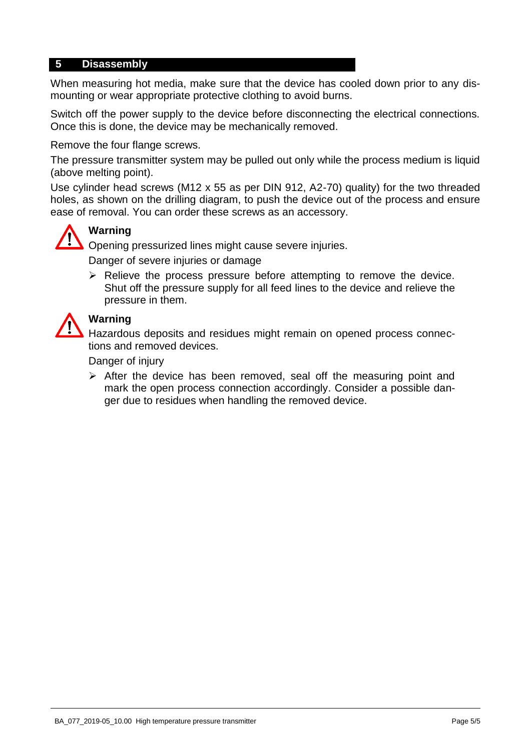## 5 Disassembly

When measuring hot media, make sure that the device has cooled down prior to any dismounting or wear appropriate protective clothing to avoid burns.

Switch off the power supply to the device before disconnecting the electrical connections. Once this is done, the device may be mechanically removed.

Remove the four flange screws.

The pressure transmitter system may be pulled out only while the process medium is liquid (above melting point).

Use cylinder head screws (M12 x 55 as per DIN 912, A2-70) quality) for the two threaded holes, as shown on the drilling diagram, to push the device out of the process and ensure ease of removal. You can order these screws as an accessory.

**Warning**

Opening pressurized lines might cause severe injuries.

Danger of severe injuries or damage

- Relieve the process pressure before attempting to remove the device. Shut off the pressure supply for all feed lines to the device and relieve the pressure in them.

**Warning**

Hazardous deposits and residues might remain on opened process connections and removed devices.

Danger of injury

- After the device has been removed, seal off the measuring point and mark the open process connection accordingly. Consider a possible danger due to residues when handling the removed device.